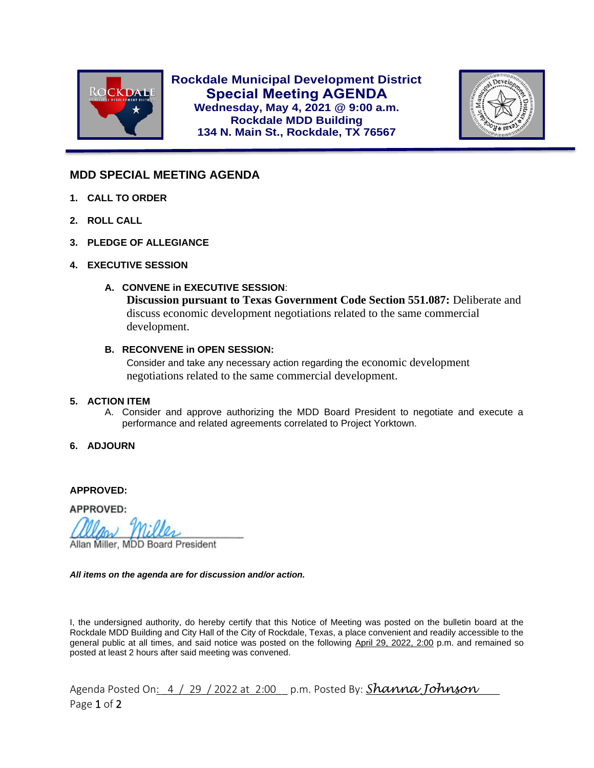**Rockdale Municipal Development District**
**Special Meeting AGENDA**
**Wednesday, May 4, 2021 @ 9:00 a.m.**
**Rockdale MDD Building**
**134 N. Main St., Rockdale, TX 76567**

## MDD SPECIAL MEETING AGENDA

1. **CALL TO ORDER**
2. **ROLL CALL**
3. **PLEDGE OF ALLEGIANCE**
4. **EXECUTIVE SESSION**
   - **A. CONVENE in EXECUTIVE SESSION**:
     **Discussion pursuant to Texas Government Code Section 551.087:** Deliberate and discuss economic development negotiations related to the same commercial development.
   - **B. RECONVENE in OPEN SESSION:**
     Consider and take any necessary action regarding the economic development negotiations related to the same commercial development.
5. **ACTION ITEM**
   - A. Consider and approve authorizing the MDD Board President to negotiate and execute a performance and related agreements correlated to Project Yorktown.
6. **ADJOURN**

**APPROVED:**

**APPROVED:**

Allan Miller
Allan Miller, MDD Board President

***All items on the agenda are for discussion and/or action.***

I, the undersigned authority, do hereby certify that this Notice of Meeting was posted on the bulletin board at the Rockdale MDD Building and City Hall of the City of Rockdale, Texas, a place convenient and readily accessible to the general public at all times, and said notice was posted on the following April 29, 2022, 2:00 p.m. and remained so posted at least 2 hours after said meeting was convened.

Agenda Posted On: 4 / 29 / 2022 at 2:00 p.m. Posted By: Shanna Johnson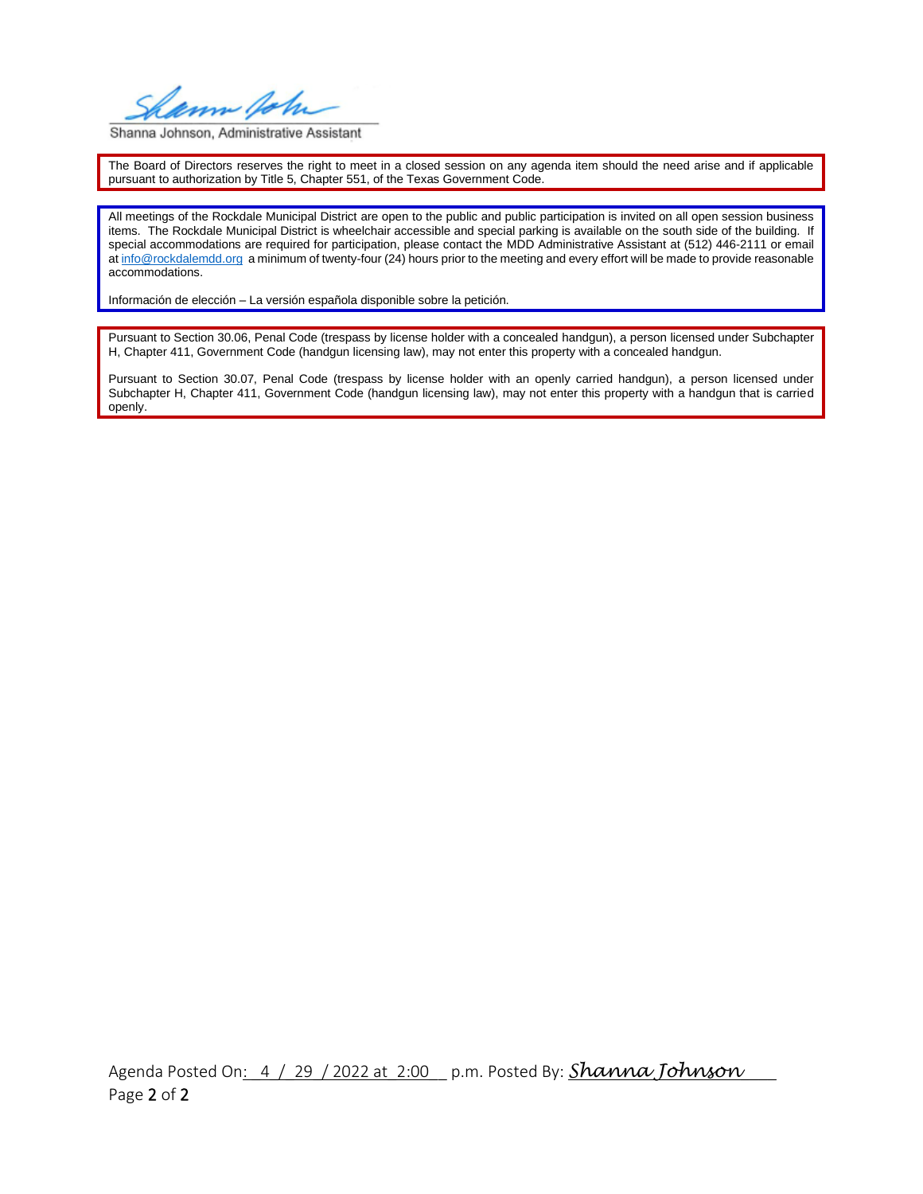Shanna Johnson, Administrative Assistant

The Board of Directors reserves the right to meet in a closed session on any agenda item should the need arise and if applicable pursuant to authorization by Title 5, Chapter 551, of the Texas Government Code.

All meetings of the Rockdale Municipal District are open to the public and public participation is invited on all open session business items. The Rockdale Municipal District is wheelchair accessible and special parking is available on the south side of the building. If special accommodations are required for participation, please contact the MDD Administrative Assistant at (512) 446-2111 or email at info@rockdalemdd.org a minimum of twenty-four (24) hours prior to the meeting and every effort will be made to provide reasonable accommodations.

Información de elección – La versión española disponible sobre la petición.

Pursuant to Section 30.06, Penal Code (trespass by license holder with a concealed handgun), a person licensed under Subchapter H, Chapter 411, Government Code (handgun licensing law), may not enter this property with a concealed handgun.

Pursuant to Section 30.07, Penal Code (trespass by license holder with an openly carried handgun), a person licensed under Subchapter H, Chapter 411, Government Code (handgun licensing law), may not enter this property with a handgun that is carried openly.

Agenda Posted On: 4 / 29 / 2022 at 2:00 p.m. Posted By: *Shanna Johnson*